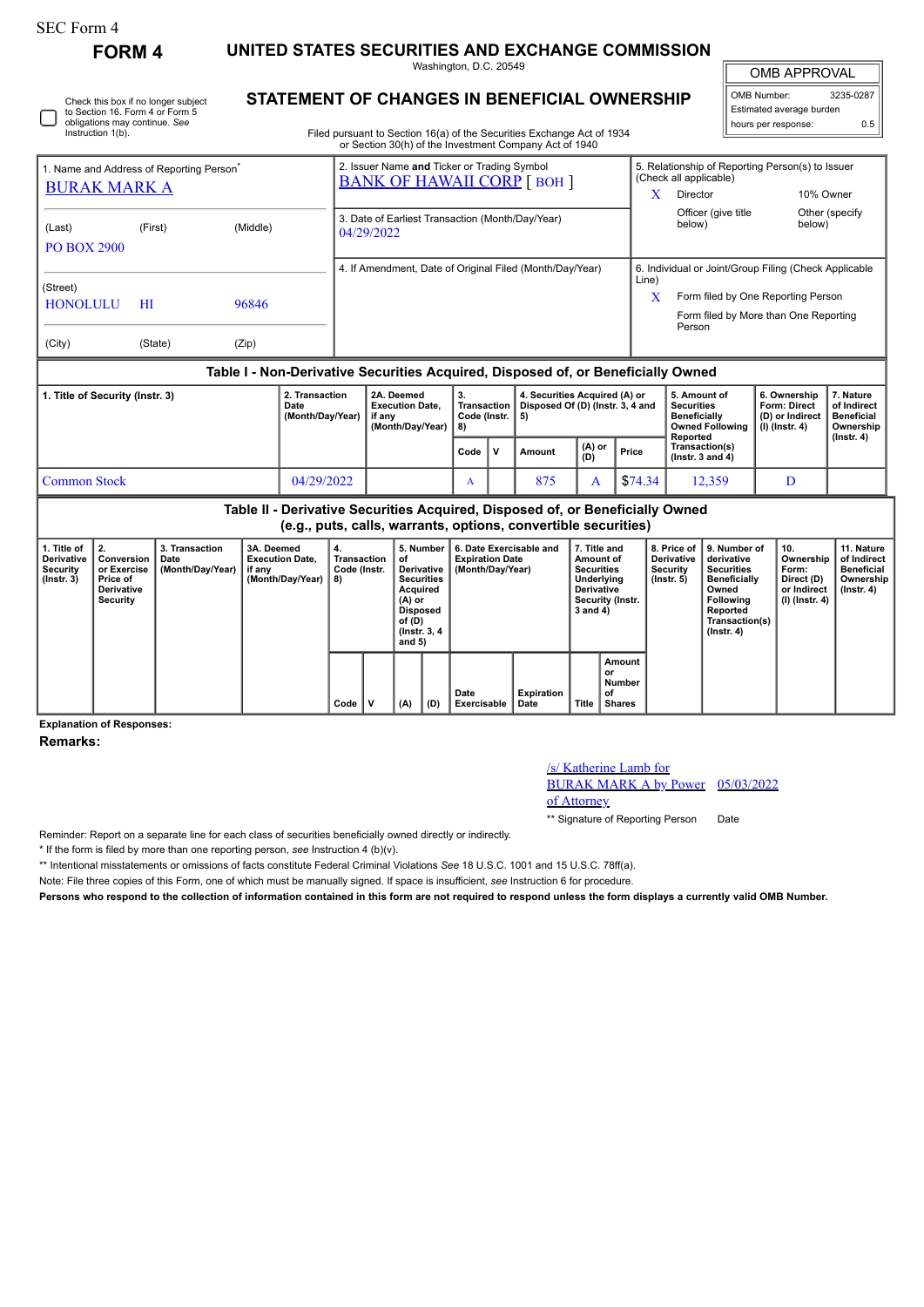SEC Form 4

**FORM 4**

# UNITED STATES SECURITIES AND EXCHANGE COMMISSION

Washington, D.C. 20549

## STATEMENT OF CHANGES IN BENEFICIAL OWNERSHIP

Filed pursuant to Section 16(a) of the Securities Exchange Act of 1934 or Section 30(h) of the Investment Company Act of 1940

| OMB APPROVAL | |
|---|---|
| OMB Number: | 3235-0287 |
| Estimated average burden | |
| hours per response: | 0.5 |

☐ Check this box if no longer subject to Section 16. Form 4 or Form 5 obligations may continue. *See* Instruction 1(b).

| 1. Name and Address of Reporting Person* | 2. Issuer Name **and** Ticker or Trading Symbol | 5. Relationship of Reporting Person(s) to Issuer (Check all applicable) |
|---|---|---|
| BURAK MARK A | BANK OF HAWAII CORP [ BOH ] | X Director / 10% Owner / Officer (give title below) / Other (specify below) |
| (Last) (First) (Middle) | 3. Date of Earliest Transaction (Month/Day/Year) | |
| PO BOX 2900 | 04/29/2022 | |
| (Street) | 4. If Amendment, Date of Original Filed (Month/Day/Year) | 6. Individual or Joint/Group Filing (Check Applicable Line) |
| HONOLULU HI 96846 | | X Form filed by One Reporting Person / Form filed by More than One Reporting Person |
| (City) (State) (Zip) | | |

### Table I - Non-Derivative Securities Acquired, Disposed of, or Beneficially Owned

| 1. Title of Security (Instr. 3) | 2. Transaction Date (Month/Day/Year) | 2A. Deemed Execution Date, if any (Month/Day/Year) | 3. Transaction Code (Instr. 8) | | 4. Securities Acquired (A) or Disposed Of (D) (Instr. 3, 4 and 5) | | | 5. Amount of Securities Beneficially Owned Following Reported Transaction(s) (Instr. 3 and 4) | 6. Ownership Form: Direct (D) or Indirect (I) (Instr. 4) | 7. Nature of Indirect Beneficial Ownership (Instr. 4) |
|---|---|---|---|---|---|---|---|---|---|---|
| | | | Code | V | Amount | (A) or (D) | Price | | | |
| Common Stock | 04/29/2022 | | A | | 875 | A | $74.34 | 12,359 | D | |

### Table II - Derivative Securities Acquired, Disposed of, or Beneficially Owned (e.g., puts, calls, warrants, options, convertible securities)

| 1. Title of Derivative Security (Instr. 3) | 2. Conversion or Exercise Price of Derivative Security | 3. Transaction Date (Month/Day/Year) | 3A. Deemed Execution Date, if any (Month/Day/Year) | 4. Transaction Code (Instr. 8) | | 5. Number of Derivative Securities Acquired (A) or Disposed of (D) (Instr. 3, 4 and 5) | | 6. Date Exercisable and Expiration Date (Month/Day/Year) | | 7. Title and Amount of Securities Underlying Derivative Security (Instr. 3 and 4) | | 8. Price of Derivative Security (Instr. 5) | 9. Number of derivative Securities Beneficially Owned Following Reported Transaction(s) (Instr. 4) | 10. Ownership Form: Direct (D) or Indirect (I) (Instr. 4) | 11. Nature of Indirect Beneficial Ownership (Instr. 4) |
|---|---|---|---|---|---|---|---|---|---|---|---|---|---|---|---|
| | | | | Code | V | (A) | (D) | Date Exercisable | Expiration Date | Title | Amount or Number of Shares | | | | |

**Explanation of Responses:**

**Remarks:**

/s/ Katherine Lamb for BURAK MARK A by Power of Attorney — 05/03/2022

** Signature of Reporting Person — Date

Reminder: Report on a separate line for each class of securities beneficially owned directly or indirectly.

\* If the form is filed by more than one reporting person, *see* Instruction 4 (b)(v).

** Intentional misstatements or omissions of facts constitute Federal Criminal Violations *See* 18 U.S.C. 1001 and 15 U.S.C. 78ff(a).

Note: File three copies of this Form, one of which must be manually signed. If space is insufficient, *see* Instruction 6 for procedure.

**Persons who respond to the collection of information contained in this form are not required to respond unless the form displays a currently valid OMB Number.**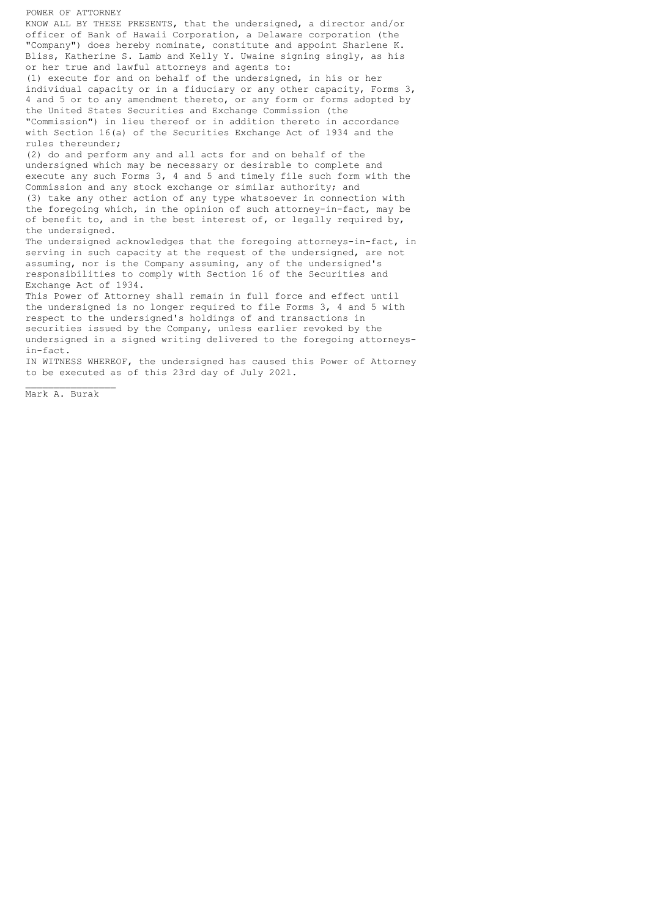# POWER OF ATTORNEY

KNOW ALL BY THESE PRESENTS, that the undersigned, a director and/or officer of Bank of Hawaii Corporation, a Delaware corporation (the "Company") does hereby nominate, constitute and appoint Sharlene K. Bliss, Katherine S. Lamb and Kelly Y. Uwaine signing singly, as his or her true and lawful attorneys and agents to:

(1) execute for and on behalf of the undersigned, in his or her individual capacity or in a fiduciary or any other capacity, Forms 3, 4 and 5 or to any amendment thereto, or any form or forms adopted by the United States Securities and Exchange Commission (the "Commission") in lieu thereof or in addition thereto in accordance with Section 16(a) of the Securities Exchange Act of 1934 and the rules thereunder;

(2) do and perform any and all acts for and on behalf of the undersigned which may be necessary or desirable to complete and execute any such Forms 3, 4 and 5 and timely file such form with the Commission and any stock exchange or similar authority; and

(3) take any other action of any type whatsoever in connection with the foregoing which, in the opinion of such attorney-in-fact, may be of benefit to, and in the best interest of, or legally required by, the undersigned.

The undersigned acknowledges that the foregoing attorneys-in-fact, in serving in such capacity at the request of the undersigned, are not assuming, nor is the Company assuming, any of the undersigned's responsibilities to comply with Section 16 of the Securities and Exchange Act of 1934.

This Power of Attorney shall remain in full force and effect until the undersigned is no longer required to file Forms 3, 4 and 5 with respect to the undersigned's holdings of and transactions in securities issued by the Company, unless earlier revoked by the undersigned in a signed writing delivered to the foregoing attorneys-in-fact.

IN WITNESS WHEREOF, the undersigned has caused this Power of Attorney to be executed as of this 23rd day of July 2021.

\_\_\_\_\_\_\_\_\_\_\_\_\_\_\_\_

Mark A. Burak